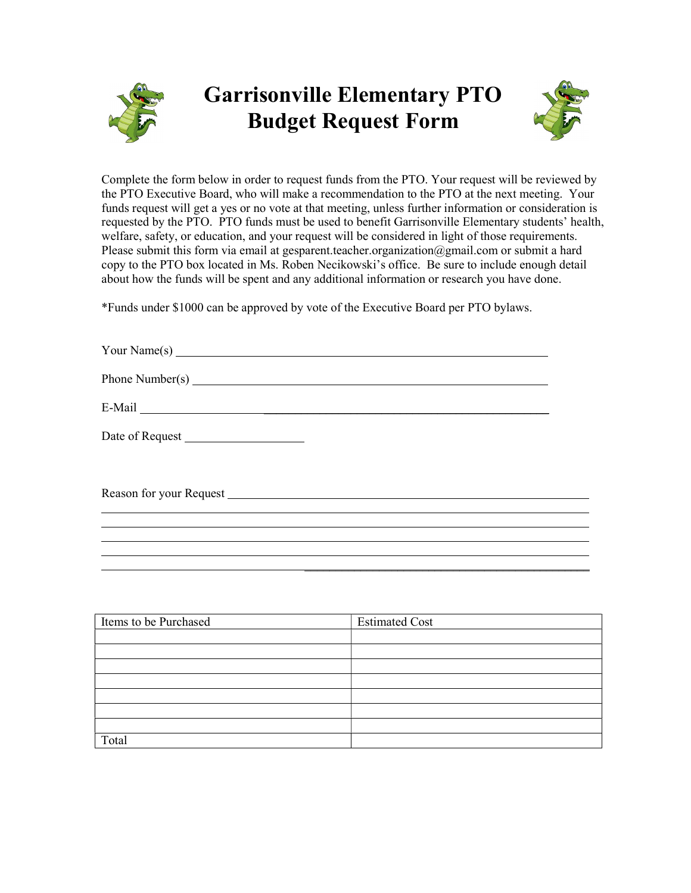# Garrisonville Elementary PTO Budget Request Form

Complete the form below in order to request funds from the PTO. Your request will be reviewed by the PTO Executive Board, who will make a recommendation to the PTO at the next meeting. Your funds request will get a yes or no vote at that meeting, unless further information or consideration is requested by the PTO. PTO funds must be used to benefit Garrisonville Elementary students' health, welfare, safety, or education, and your request will be considered in light of those requirements. Please submit this form via email at gesparent.teacher.organization@gmail.com or submit a hard copy to the PTO box located in Ms. Roben Necikowski's office. Be sure to include enough detail about how the funds will be spent and any additional information or research you have done.

*Funds under $1000 can be approved by vote of the Executive Board per PTO bylaws.

Your Name(s) ______________________________________________________________

Phone Number(s) ___________________________________________________________

E-Mail ____________________________________________________________________

Date of Request ____________________

Reason for your Request _____________________________________________________

__________________________________________________________________________

__________________________________________________________________________

__________________________________________________________________________

__________________________________________________________________________

__________________________________________________________________________

| Items to be Purchased | Estimated Cost |
|---|---|
| | |
| | |
| | |
| | |
| | |
| | |
| | |
| Total | |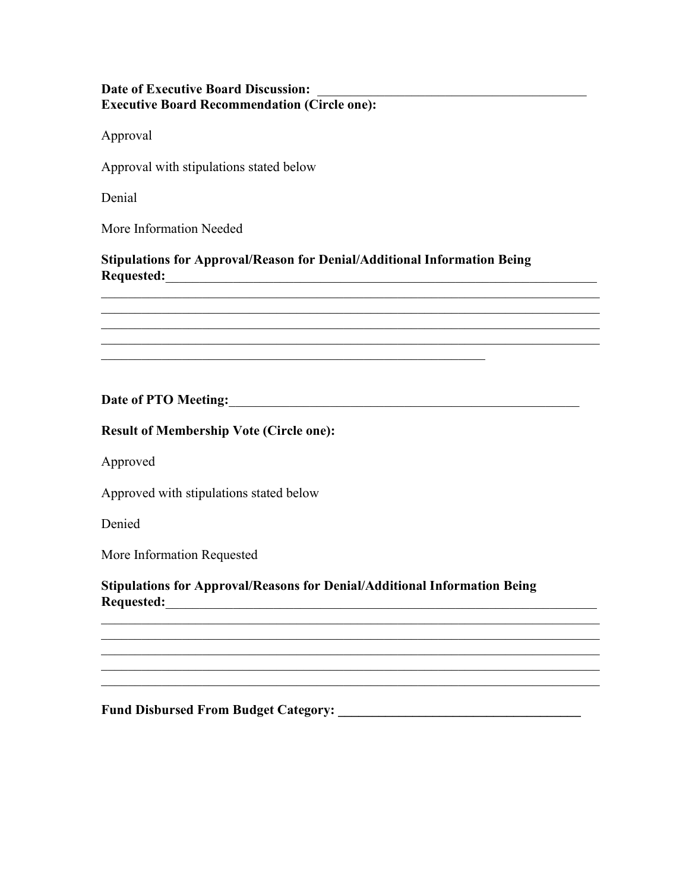**Date of Executive Board Discussion:** ___________________________________________

**Executive Board Recommendation (Circle one):**

Approval

Approval with stipulations stated below

Denial

More Information Needed

**Stipulations for Approval/Reason for Denial/Additional Information Being Requested:**_________________________________________________________________
_____________________________________________________________________________
_____________________________________________________________________________
_____________________________________________________________________________
_____________________________________________________________________________
_____________________________________________________________

**Date of PTO Meeting:**_______________________________________________________

**Result of Membership Vote (Circle one):**

Approved

Approved with stipulations stated below

Denied

More Information Requested

**Stipulations for Approval/Reasons for Denial/Additional Information Being Requested:**_________________________________________________________________
_____________________________________________________________________________
_____________________________________________________________________________
_____________________________________________________________________________
_____________________________________________________________________________
_____________________________________________________________________________

**Fund Disbursed From Budget Category:** _____________________________________